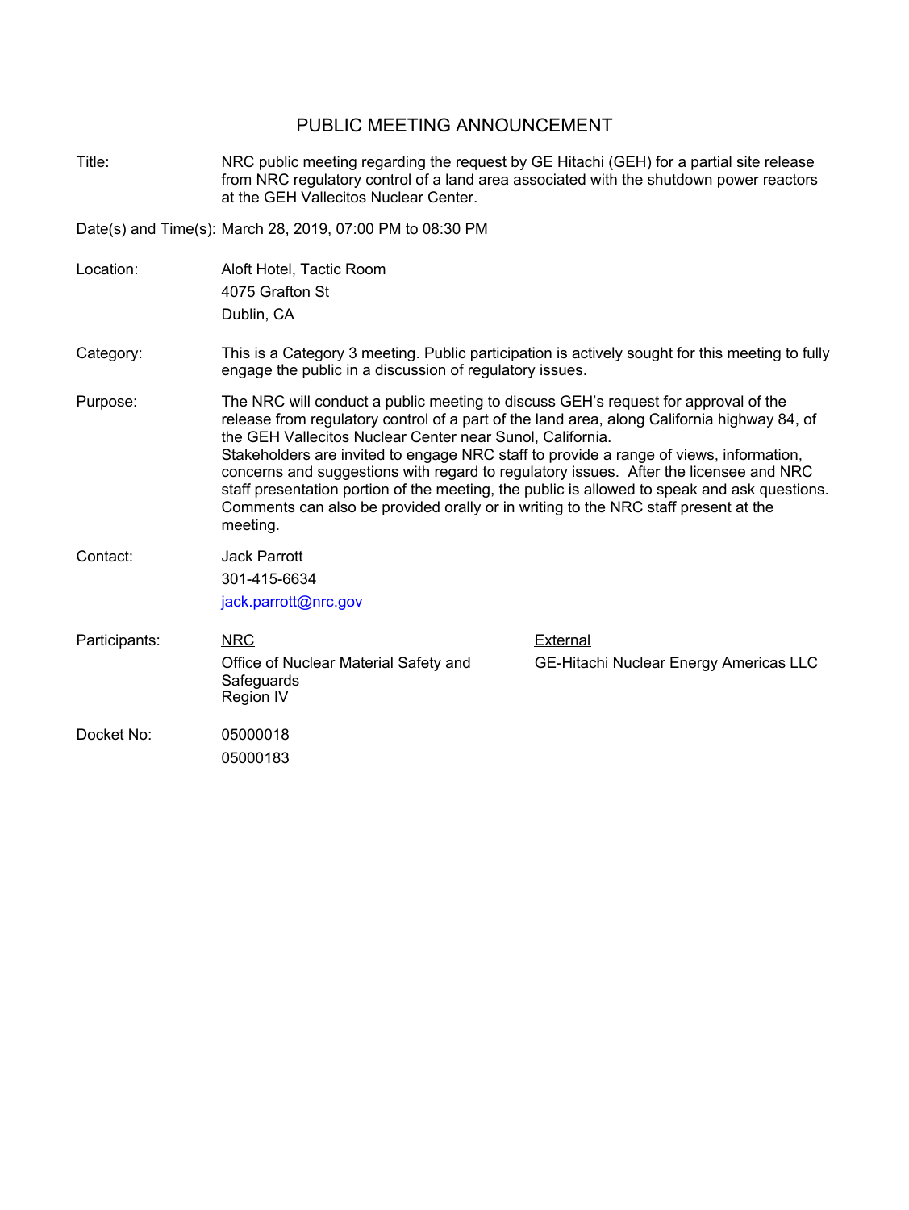# PUBLIC MEETING ANNOUNCEMENT

**Title:** NRC public meeting regarding the request by GE Hitachi (GEH) for a partial site release from NRC regulatory control of a land area associated with the shutdown power reactors at the GEH Vallecitos Nuclear Center.

**Date(s) and Time(s):** March 28, 2019, 07:00 PM to 08:30 PM

**Location:** Aloft Hotel, Tactic Room
4075 Grafton St
Dublin, CA

**Category:** This is a Category 3 meeting. Public participation is actively sought for this meeting to fully engage the public in a discussion of regulatory issues.

**Purpose:** The NRC will conduct a public meeting to discuss GEH's request for approval of the release from regulatory control of a part of the land area, along California highway 84, of the GEH Vallecitos Nuclear Center near Sunol, California.
Stakeholders are invited to engage NRC staff to provide a range of views, information, concerns and suggestions with regard to regulatory issues. After the licensee and NRC staff presentation portion of the meeting, the public is allowed to speak and ask questions. Comments can also be provided orally or in writing to the NRC staff present at the meeting.

**Contact:** Jack Parrott
301-415-6634
jack.parrott@nrc.gov

**Participants:**

| NRC | External |
|---|---|
| Office of Nuclear Material Safety and Safeguards<br>Region IV | GE-Hitachi Nuclear Energy Americas LLC |

**Docket No:** 05000018
05000183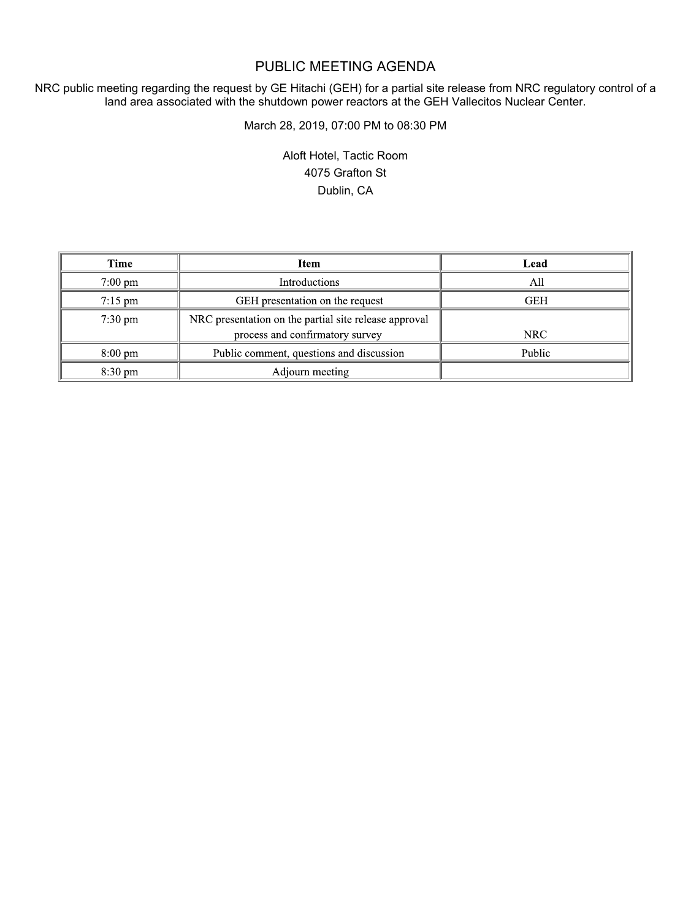# PUBLIC MEETING AGENDA

NRC public meeting regarding the request by GE Hitachi (GEH) for a partial site release from NRC regulatory control of a land area associated with the shutdown power reactors at the GEH Vallecitos Nuclear Center.

March 28, 2019, 07:00 PM to 08:30 PM

Aloft Hotel, Tactic Room
4075 Grafton St
Dublin, CA

| Time | Item | Lead |
|---|---|---|
| 7:00 pm | Introductions | All |
| 7:15 pm | GEH presentation on the request | GEH |
| 7:30 pm | NRC presentation on the partial site release approval process and confirmatory survey | NRC |
| 8:00 pm | Public comment, questions and discussion | Public |
| 8:30 pm | Adjourn meeting | |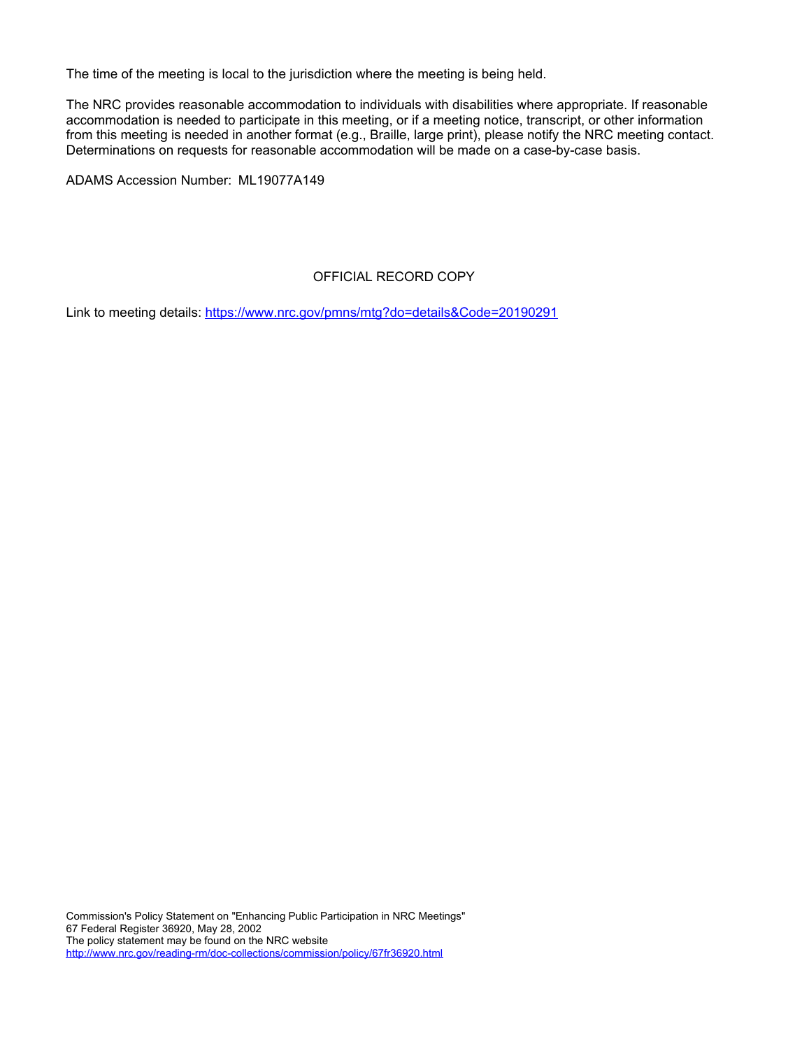The time of the meeting is local to the jurisdiction where the meeting is being held.

The NRC provides reasonable accommodation to individuals with disabilities where appropriate. If reasonable accommodation is needed to participate in this meeting, or if a meeting notice, transcript, or other information from this meeting is needed in another format (e.g., Braille, large print), please notify the NRC meeting contact. Determinations on requests for reasonable accommodation will be made on a case-by-case basis.

ADAMS Accession Number: ML19077A149

OFFICIAL RECORD COPY

Link to meeting details: https://www.nrc.gov/pmns/mtg?do=details&Code=20190291

Commission's Policy Statement on "Enhancing Public Participation in NRC Meetings"
67 Federal Register 36920, May 28, 2002
The policy statement may be found on the NRC website
http://www.nrc.gov/reading-rm/doc-collections/commission/policy/67fr36920.html